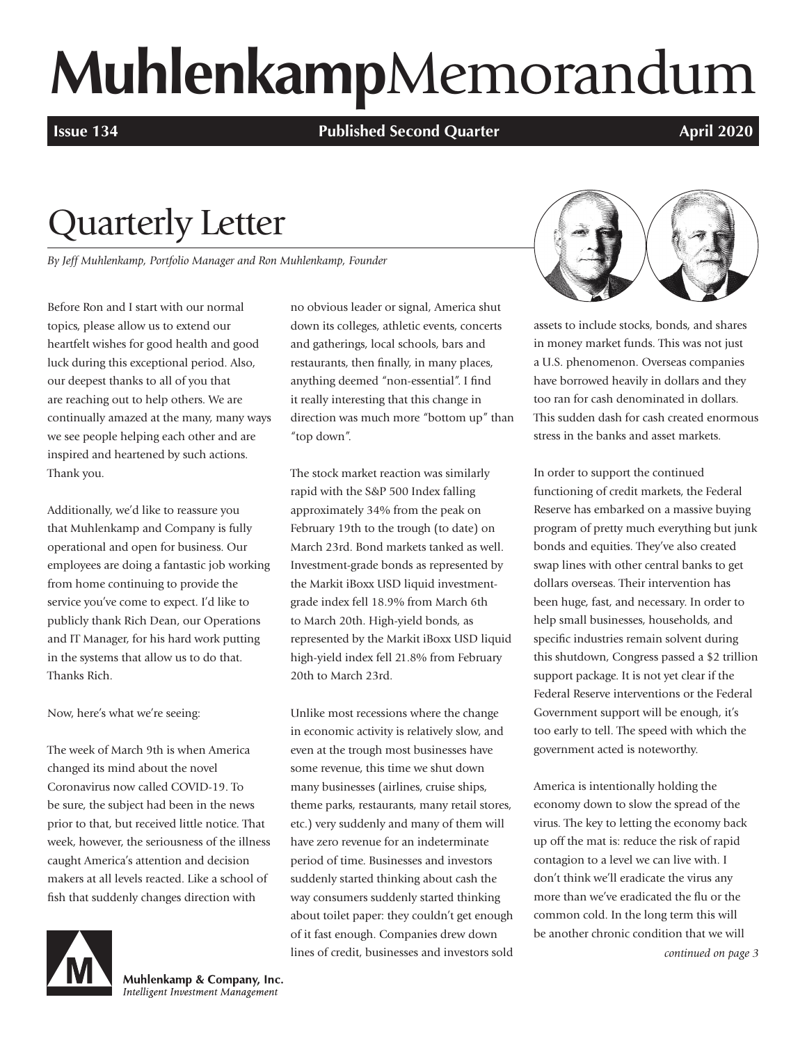# MuhlenkampMemorandum

**Issue 134** | **Published Second Quarter** | **April 2020**

# Quarterly Letter

*By Jeff Muhlenkamp, Portfolio Manager and Ron Muhlenkamp, Founder*

Before Ron and I start with our normal topics, please allow us to extend our heartfelt wishes for good health and good luck during this exceptional period. Also, our deepest thanks to all of you that are reaching out to help others. We are continually amazed at the many, many ways we see people helping each other and are inspired and heartened by such actions. Thank you.

Additionally, we'd like to reassure you that Muhlenkamp and Company is fully operational and open for business. Our employees are doing a fantastic job working from home continuing to provide the service you've come to expect. I'd like to publicly thank Rich Dean, our Operations and IT Manager, for his hard work putting in the systems that allow us to do that. Thanks Rich.

Now, here's what we're seeing:

The week of March 9th is when America changed its mind about the novel Coronavirus now called COVID-19. To be sure, the subject had been in the news prior to that, but received little notice. That week, however, the seriousness of the illness caught America's attention and decision makers at all levels reacted. Like a school of fish that suddenly changes direction with no obvious leader or signal, America shut down its colleges, athletic events, concerts and gatherings, local schools, bars and restaurants, then finally, in many places, anything deemed "non-essential". I find it really interesting that this change in direction was much more "bottom up" than "top down".

The stock market reaction was similarly rapid with the S&P 500 Index falling approximately 34% from the peak on February 19th to the trough (to date) on March 23rd. Bond markets tanked as well. Investment-grade bonds as represented by the Markit iBoxx USD liquid investment-grade index fell 18.9% from March 6th to March 20th. High-yield bonds, as represented by the Markit iBoxx USD liquid high-yield index fell 21.8% from February 20th to March 23rd.

Unlike most recessions where the change in economic activity is relatively slow, and even at the trough most businesses have some revenue, this time we shut down many businesses (airlines, cruise ships, theme parks, restaurants, many retail stores, etc.) very suddenly and many of them will have zero revenue for an indeterminate period of time. Businesses and investors suddenly started thinking about cash the way consumers suddenly started thinking about toilet paper: they couldn't get enough of it fast enough. Companies drew down lines of credit, businesses and investors sold assets to include stocks, bonds, and shares in money market funds. This was not just a U.S. phenomenon. Overseas companies have borrowed heavily in dollars and they too ran for cash denominated in dollars. This sudden dash for cash created enormous stress in the banks and asset markets.

In order to support the continued functioning of credit markets, the Federal Reserve has embarked on a massive buying program of pretty much everything but junk bonds and equities. They've also created swap lines with other central banks to get dollars overseas. Their intervention has been huge, fast, and necessary. In order to help small businesses, households, and specific industries remain solvent during this shutdown, Congress passed a $2 trillion support package. It is not yet clear if the Federal Reserve interventions or the Federal Government support will be enough, it's too early to tell. The speed with which the government acted is noteworthy.

America is intentionally holding the economy down to slow the spread of the virus. The key to letting the economy back up off the mat is: reduce the risk of rapid contagion to a level we can live with. I don't think we'll eradicate the virus any more than we've eradicated the flu or the common cold. In the long term this will be another chronic condition that we will

*continued on page 3*

Muhlenkamp & Company, Inc.
*Intelligent Investment Management*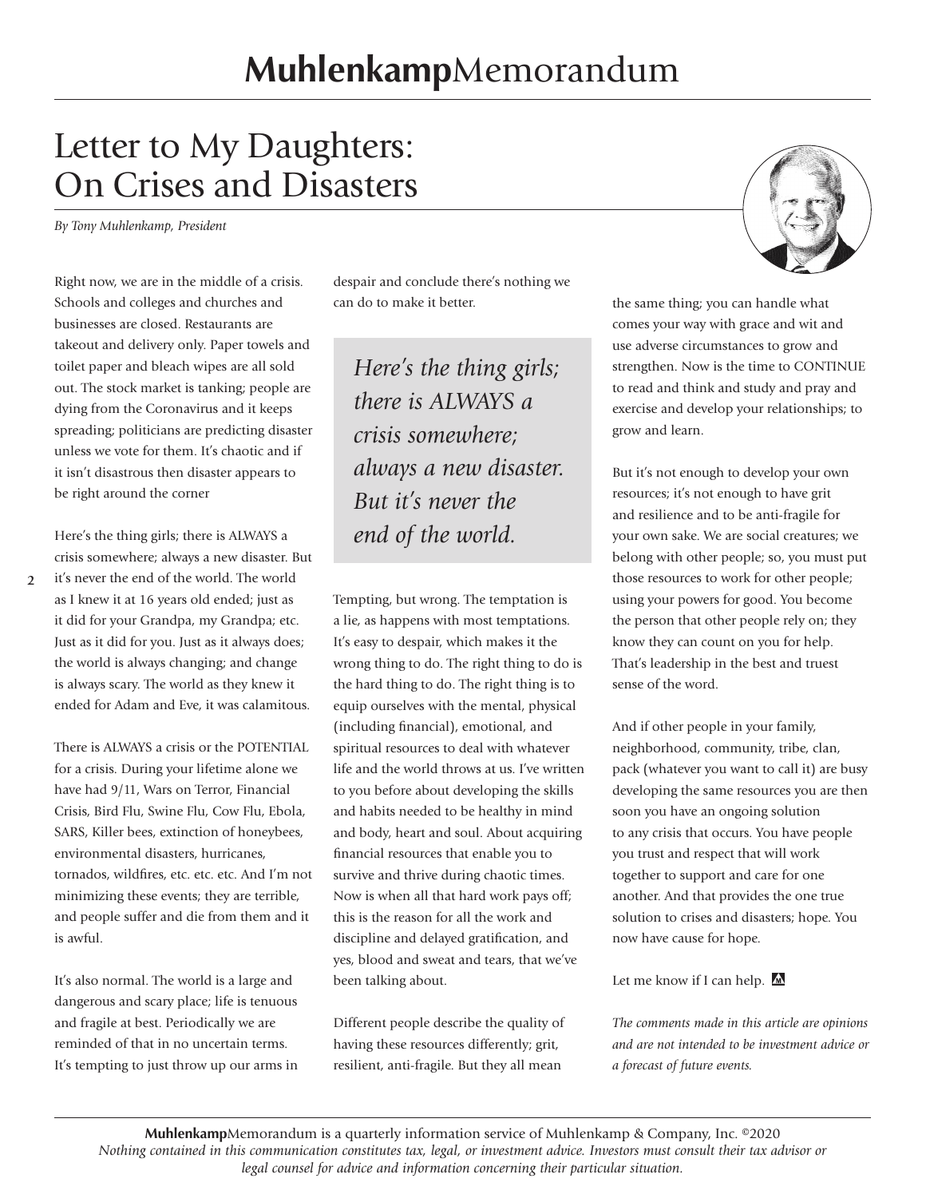# MuhlenkampMemorandum

## Letter to My Daughters: On Crises and Disasters

*By Tony Muhlenkamp, President*

Right now, we are in the middle of a crisis. Schools and colleges and churches and businesses are closed. Restaurants are takeout and delivery only. Paper towels and toilet paper and bleach wipes are all sold out. The stock market is tanking; people are dying from the Coronavirus and it keeps spreading; politicians are predicting disaster unless we vote for them. It's chaotic and if it isn't disastrous then disaster appears to be right around the corner

Here's the thing girls; there is ALWAYS a crisis somewhere; always a new disaster. But it's never the end of the world. The world as I knew it at 16 years old ended; just as it did for your Grandpa, my Grandpa; etc. Just as it did for you. Just as it always does; the world is always changing; and change is always scary. The world as they knew it ended for Adam and Eve, it was calamitous.

There is ALWAYS a crisis or the POTENTIAL for a crisis. During your lifetime alone we have had 9/11, Wars on Terror, Financial Crisis, Bird Flu, Swine Flu, Cow Flu, Ebola, SARS, Killer bees, extinction of honeybees, environmental disasters, hurricanes, tornados, wildfires, etc. etc. etc. And I'm not minimizing these events; they are terrible, and people suffer and die from them and it is awful.

It's also normal. The world is a large and dangerous and scary place; life is tenuous and fragile at best. Periodically we are reminded of that in no uncertain terms. It's tempting to just throw up our arms in despair and conclude there's nothing we can do to make it better.

> *Here's the thing girls; there is ALWAYS a crisis somewhere; always a new disaster. But it's never the end of the world.*

Tempting, but wrong. The temptation is a lie, as happens with most temptations. It's easy to despair, which makes it the wrong thing to do. The right thing to do is the hard thing to do. The right thing is to equip ourselves with the mental, physical (including financial), emotional, and spiritual resources to deal with whatever life and the world throws at us. I've written to you before about developing the skills and habits needed to be healthy in mind and body, heart and soul. About acquiring financial resources that enable you to survive and thrive during chaotic times. Now is when all that hard work pays off; this is the reason for all the work and discipline and delayed gratification, and yes, blood and sweat and tears, that we've been talking about.

Different people describe the quality of having these resources differently; grit, resilient, anti-fragile. But they all mean the same thing; you can handle what comes your way with grace and wit and use adverse circumstances to grow and strengthen. Now is the time to CONTINUE to read and think and study and pray and exercise and develop your relationships; to grow and learn.

But it's not enough to develop your own resources; it's not enough to have grit and resilience and to be anti-fragile for your own sake. We are social creatures; we belong with other people; so, you must put those resources to work for other people; using your powers for good. You become the person that other people rely on; they know they can count on you for help. That's leadership in the best and truest sense of the word.

And if other people in your family, neighborhood, community, tribe, clan, pack (whatever you want to call it) are busy developing the same resources you are then soon you have an ongoing solution to any crisis that occurs. You have people you trust and respect that will work together to support and care for one another. And that provides the one true solution to crises and disasters; hope. You now have cause for hope.

Let me know if I can help.

*The comments made in this article are opinions and are not intended to be investment advice or a forecast of future events.*

**Muhlenkamp**Memorandum is a quarterly information service of Muhlenkamp & Company, Inc. ©2020
*Nothing contained in this communication constitutes tax, legal, or investment advice. Investors must consult their tax advisor or legal counsel for advice and information concerning their particular situation.*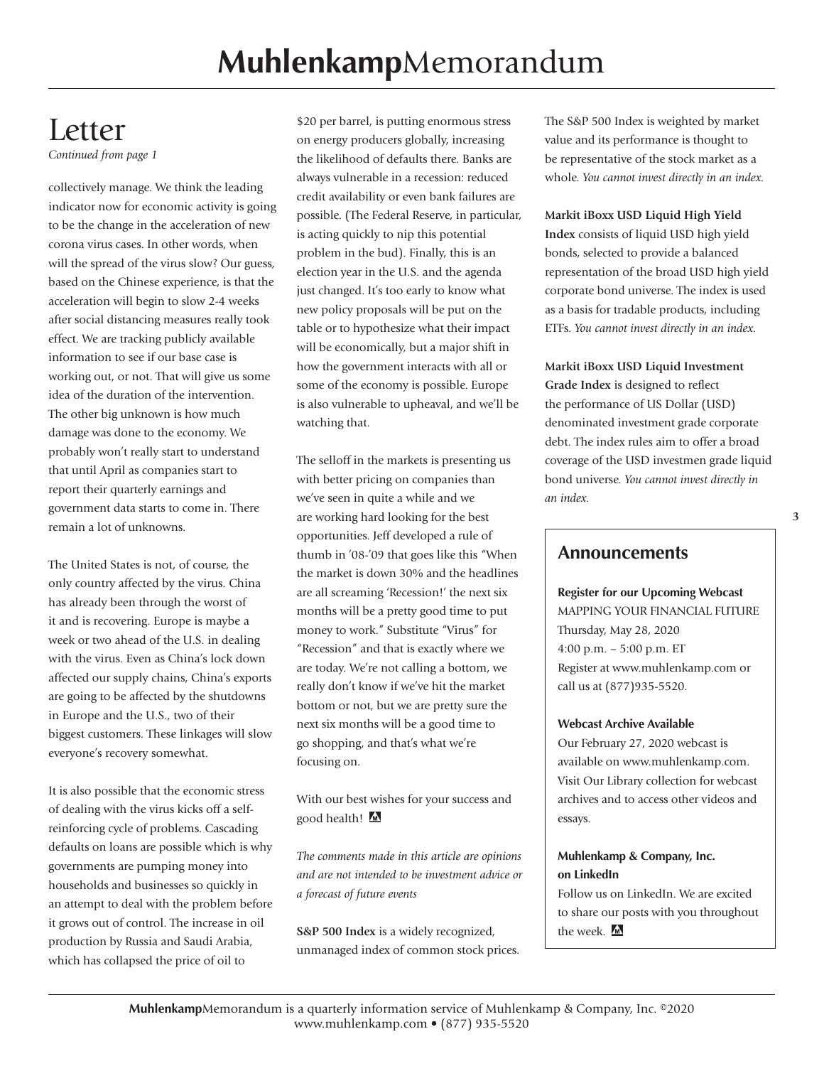# Letter

*Continued from page 1*

collectively manage. We think the leading indicator now for economic activity is going to be the change in the acceleration of new corona virus cases. In other words, when will the spread of the virus slow? Our guess, based on the Chinese experience, is that the acceleration will begin to slow 2-4 weeks after social distancing measures really took effect. We are tracking publicly available information to see if our base case is working out, or not. That will give us some idea of the duration of the intervention. The other big unknown is how much damage was done to the economy. We probably won't really start to understand that until April as companies start to report their quarterly earnings and government data starts to come in. There remain a lot of unknowns.

The United States is not, of course, the only country affected by the virus. China has already been through the worst of it and is recovering. Europe is maybe a week or two ahead of the U.S. in dealing with the virus. Even as China's lock down affected our supply chains, China's exports are going to be affected by the shutdowns in Europe and the U.S., two of their biggest customers. These linkages will slow everyone's recovery somewhat.

It is also possible that the economic stress of dealing with the virus kicks off a self-reinforcing cycle of problems. Cascading defaults on loans are possible which is why governments are pumping money into households and businesses so quickly in an attempt to deal with the problem before it grows out of control. The increase in oil production by Russia and Saudi Arabia, which has collapsed the price of oil to $20 per barrel, is putting enormous stress on energy producers globally, increasing the likelihood of defaults there. Banks are always vulnerable in a recession: reduced credit availability or even bank failures are possible. (The Federal Reserve, in particular, is acting quickly to nip this potential problem in the bud). Finally, this is an election year in the U.S. and the agenda just changed. It's too early to know what new policy proposals will be put on the table or to hypothesize what their impact will be economically, but a major shift in how the government interacts with all or some of the economy is possible. Europe is also vulnerable to upheaval, and we'll be watching that.

The selloff in the markets is presenting us with better pricing on companies than we've seen in quite a while and we are working hard looking for the best opportunities. Jeff developed a rule of thumb in '08-'09 that goes like this "When the market is down 30% and the headlines are all screaming 'Recession!' the next six months will be a pretty good time to put money to work." Substitute "Virus" for "Recession" and that is exactly where we are today. We're not calling a bottom, we really don't know if we've hit the market bottom or not, but we are pretty sure the next six months will be a good time to go shopping, and that's what we're focusing on.

With our best wishes for your success and good health!

*The comments made in this article are opinions and are not intended to be investment advice or a forecast of future events*

**S&P 500 Index** is a widely recognized, unmanaged index of common stock prices. The S&P 500 Index is weighted by market value and its performance is thought to be representative of the stock market as a whole. *You cannot invest directly in an index.*

**Markit iBoxx USD Liquid High Yield Index** consists of liquid USD high yield bonds, selected to provide a balanced representation of the broad USD high yield corporate bond universe. The index is used as a basis for tradable products, including ETFs. *You cannot invest directly in an index.*

**Markit iBoxx USD Liquid Investment Grade Index** is designed to reflect the performance of US Dollar (USD) denominated investment grade corporate debt. The index rules aim to offer a broad coverage of the USD investmen grade liquid bond universe. *You cannot invest directly in an index.*

## Announcements

**Register for our Upcoming Webcast**
MAPPING YOUR FINANCIAL FUTURE
Thursday, May 28, 2020
4:00 p.m. – 5:00 p.m. ET
Register at www.muhlenkamp.com or call us at (877)935-5520.

**Webcast Archive Available**
Our February 27, 2020 webcast is available on www.muhlenkamp.com. Visit Our Library collection for webcast archives and to access other videos and essays.

**Muhlenkamp & Company, Inc. on LinkedIn**
Follow us on LinkedIn. We are excited to share our posts with you throughout the week.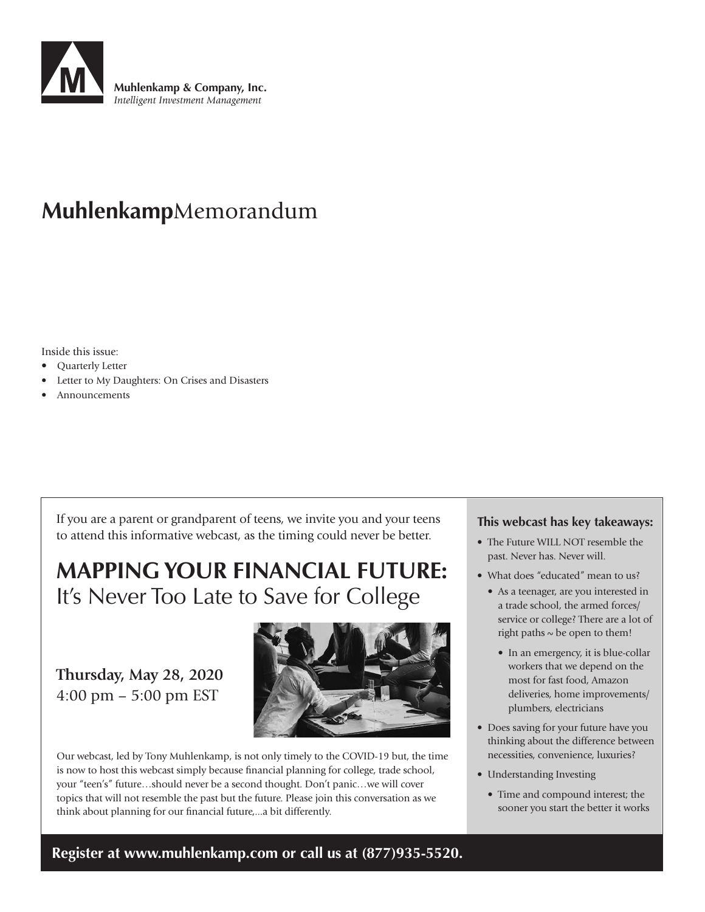**Muhlenkamp & Company, Inc.**
*Intelligent Investment Management*

# **Muhlenkamp**Memorandum

Inside this issue:

- Quarterly Letter
- Letter to My Daughters: On Crises and Disasters
- Announcements

If you are a parent or grandparent of teens, we invite you and your teens to attend this informative webcast, as the timing could never be better.

## MAPPING YOUR FINANCIAL FUTURE:

It's Never Too Late to Save for College

**Thursday, May 28, 2020**
4:00 pm – 5:00 pm EST

Our webcast, led by Tony Muhlenkamp, is not only timely to the COVID-19 but, the time is now to host this webcast simply because financial planning for college, trade school, your "teen's" future…should never be a second thought. Don't panic…we will cover topics that will not resemble the past but the future. Please join this conversation as we think about planning for our financial future,...a bit differently.

**This webcast has key takeaways:**

- The Future WILL NOT resemble the past. Never has. Never will.
- What does "educated" mean to us?
  - As a teenager, are you interested in a trade school, the armed forces/ service or college? There are a lot of right paths ~ be open to them!
    - In an emergency, it is blue-collar workers that we depend on the most for fast food, Amazon deliveries, home improvements/ plumbers, electricians
- Does saving for your future have you thinking about the difference between necessities, convenience, luxuries?
- Understanding Investing
  - Time and compound interest; the sooner you start the better it works

**Register at www.muhlenkamp.com or call us at (877)935-5520.**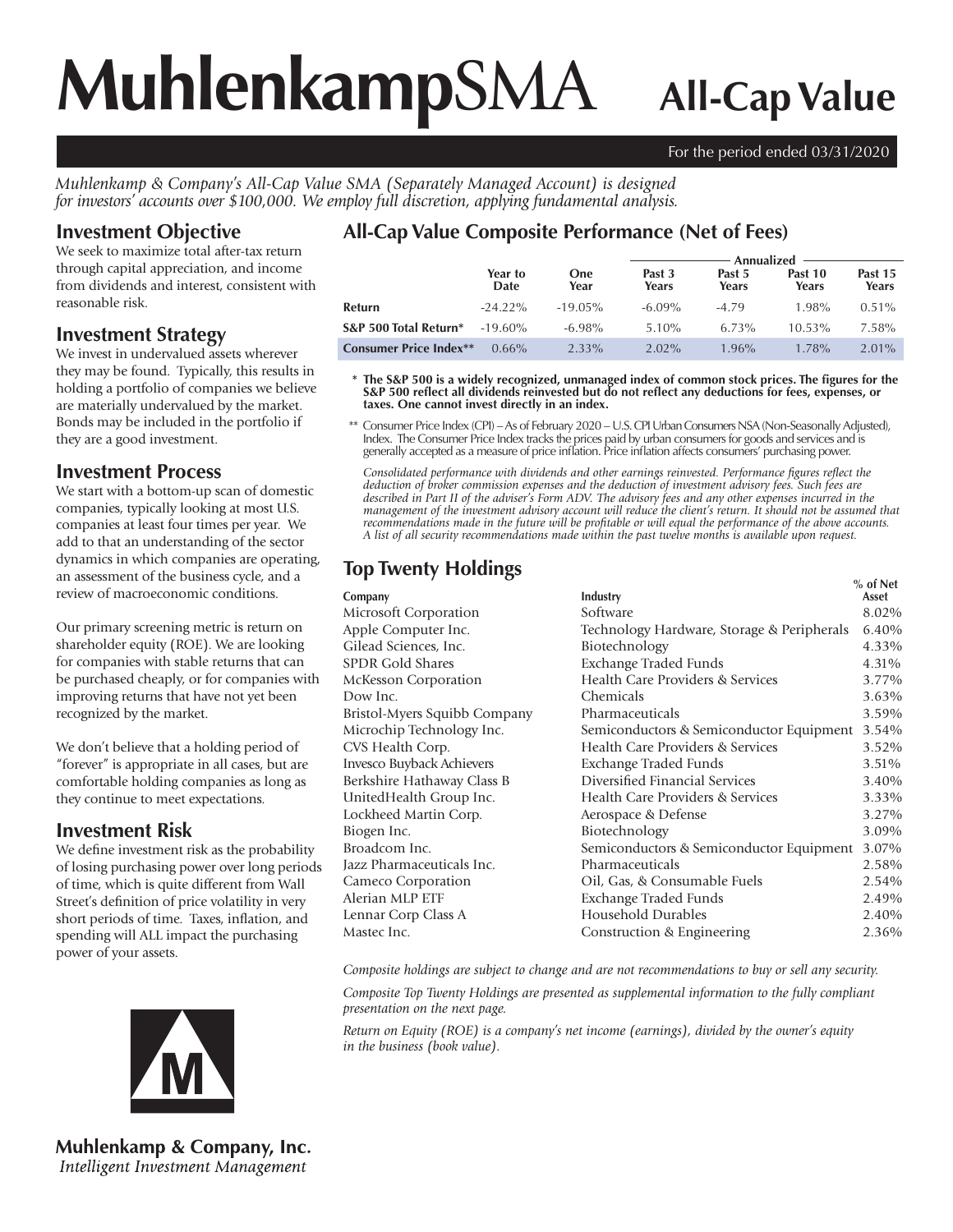# **Muhlenkamp**SMA **All-Cap Value**

For the period ended 03/31/2020

*Muhlenkamp & Company's All-Cap Value SMA (Separately Managed Account) is designed for investors' accounts over $100,000. We employ full discretion, applying fundamental analysis.*

## Investment Objective

We seek to maximize total after-tax return through capital appreciation, and income from dividends and interest, consistent with reasonable risk.

## Investment Strategy

We invest in undervalued assets wherever they may be found. Typically, this results in holding a portfolio of companies we believe are materially undervalued by the market. Bonds may be included in the portfolio if they are a good investment.

## Investment Process

We start with a bottom-up scan of domestic companies, typically looking at most U.S. companies at least four times per year. We add to that an understanding of the sector dynamics in which companies are operating, an assessment of the business cycle, and a review of macroeconomic conditions.

Our primary screening metric is return on shareholder equity (ROE). We are looking for companies with stable returns that can be purchased cheaply, or for companies with improving returns that have not yet been recognized by the market.

We don't believe that a holding period of "forever" is appreciate in all cases, but are comfortable holding companies as long as they continue to meet expectations.

## Investment Risk

We define investment risk as the probability of losing purchasing power over long periods of time, which is quite different from Wall Street's definition of price volatility in very short periods of time. Taxes, inflation, and spending will ALL impact the purchasing power of your assets.

## All-Cap Value Composite Performance (Net of Fees)

| | Year to Date | One Year | Annualized Past 3 Years | Past 5 Years | Past 10 Years | Past 15 Years |
|---|---|---|---|---|---|---|
| **Return** | -24.22% | -19.05% | -6.09% | -4.79 | 1.98% | 0.51% |
| **S&P 500 Total Return*** | -19.60% | -6.98% | 5.10% | 6.73% | 10.53% | 7.58% |
| **Consumer Price Index**** | 0.66% | 2.33% | 2.02% | 1.96% | 1.78% | 2.01% |

\* **The S&P 500 is a widely recognized, unmanaged index of common stock prices. The figures for the S&P 500 reflect all dividends reinvested but do not reflect any deductions for fees, expenses, or taxes. One cannot invest directly in an index.**

\*\* Consumer Price Index (CPI) – As of February 2020 – U.S. CPI Urban Consumers NSA (Non-Seasonally Adjusted), Index. The Consumer Price Index tracks the prices paid by urban consumers for goods and services and is generally accepted as a measure of price inflation. Price inflation affects consumers' purchasing power.

*Consolidated performance with dividends and other earnings reinvested. Performance figures reflect the deduction of broker commission expenses and the deduction of investment advisory fees. Such fees are described in Part II of the adviser's Form ADV. The advisory fees and any other expenses incurred in the management of the investment advisory account will reduce the client's return. It should not be assumed that recommendations made in the future will be profitable or will equal the performance of the above accounts. A list of all security recommendations made within the past twelve months is available upon request.*

## Top Twenty Holdings

| Company | Industry | % of Net Asset |
|---|---|---|
| Microsoft Corporation | Software | 8.02% |
| Apple Computer Inc. | Technology Hardware, Storage & Peripherals | 6.40% |
| Gilead Sciences, Inc. | Biotechnology | 4.33% |
| SPDR Gold Shares | Exchange Traded Funds | 4.31% |
| McKesson Corporation | Health Care Providers & Services | 3.77% |
| Dow Inc. | Chemicals | 3.63% |
| Bristol-Myers Squibb Company | Pharmaceuticals | 3.59% |
| Microchip Technology Inc. | Semiconductors & Semiconductor Equipment | 3.54% |
| CVS Health Corp. | Health Care Providers & Services | 3.52% |
| Invesco Buyback Achievers | Exchange Traded Funds | 3.51% |
| Berkshire Hathaway Class B | Diversified Financial Services | 3.40% |
| UnitedHealth Group Inc. | Health Care Providers & Services | 3.33% |
| Lockheed Martin Corp. | Aerospace & Defense | 3.27% |
| Biogen Inc. | Biotechnology | 3.09% |
| Broadcom Inc. | Semiconductors & Semiconductor Equipment | 3.07% |
| Jazz Pharmaceuticals Inc. | Pharmaceuticals | 2.58% |
| Cameco Corporation | Oil, Gas, & Consumable Fuels | 2.54% |
| Alerian MLP ETF | Exchange Traded Funds | 2.49% |
| Lennar Corp Class A | Household Durables | 2.40% |
| Mastec Inc. | Construction & Engineering | 2.36% |

*Composite holdings are subject to change and are not recommendations to buy or sell any security.*

*Composite Top Twenty Holdings are presented as supplemental information to the fully compliant presentation on the next page.*

*Return on Equity (ROE) is a company's net income (earnings), divided by the owner's equity in the business (book value).*

**Muhlenkamp & Company, Inc.**
*Intelligent Investment Management*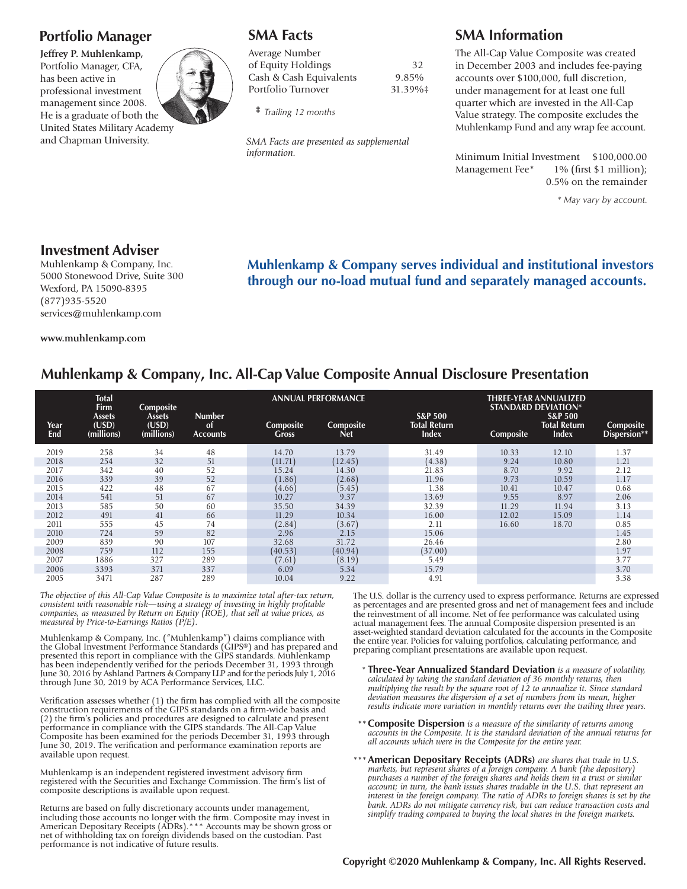## Portfolio Manager

**Jeffrey P. Muhlenkamp,** Portfolio Manager, CFA, has been active in professional investment management since 2008. He is a graduate of both the United States Military Academy and Chapman University.

## SMA Facts

| | |
|---|---|
| Average Number of Equity Holdings | 32 |
| Cash & Cash Equivalents | 9.85% |
| Portfolio Turnover | 31.39%‡ |

‡ *Trailing 12 months*

*SMA Facts are presented as supplemental information.*

## SMA Information

The All-Cap Value Composite was created in December 2003 and includes fee-paying accounts over $100,000, full discretion, under management for at least one full quarter which are invested in the All-Cap Value strategy. The composite excludes the Muhlenkamp Fund and any wrap fee account.

Minimum Initial Investment $100,000.00
Management Fee* 1% (first $1 million); 0.5% on the remainder

*\* May vary by account.*

## Investment Adviser

Muhlenkamp & Company, Inc.
5000 Stonewood Drive, Suite 300
Wexford, PA 15090-8395
(877)935-5520
services@muhlenkamp.com

**www.muhlenkamp.com**

**Muhlenkamp & Company serves individual and institutional investors through our no-load mutual fund and separately managed accounts.**

## Muhlenkamp & Company, Inc. All-Cap Value Composite Annual Disclosure Presentation

| | | | | ANNUAL PERFORMANCE | | | THREE-YEAR ANNUALIZED STANDARD DEVIATION* | | |
|---|---|---|---|---|---|---|---|---|---|
| Year End | Total Firm Assets (USD) (millions) | Composite Assets (USD) (millions) | Number of Accounts | Composite Gross | Composite Net | S&P 500 Total Return Index | Composite | S&P 500 Total Return Index | Composite Dispersion** |
| 2019 | 258 | 34 | 48 | 14.70 | 13.79 | 31.49 | 10.33 | 12.10 | 1.37 |
| 2018 | 254 | 32 | 51 | (11.71) | (12.45) | (4.38) | 9.24 | 10.80 | 1.21 |
| 2017 | 342 | 40 | 52 | 15.24 | 14.30 | 21.83 | 8.70 | 9.92 | 2.12 |
| 2016 | 339 | 39 | 52 | (1.86) | (2.68) | 11.96 | 9.73 | 10.59 | 1.17 |
| 2015 | 422 | 48 | 67 | (4.66) | (5.45) | 1.38 | 10.41 | 10.47 | 0.68 |
| 2014 | 541 | 51 | 67 | 10.27 | 9.37 | 13.69 | 9.55 | 8.97 | 2.06 |
| 2013 | 585 | 50 | 60 | 35.50 | 34.39 | 32.39 | 11.29 | 11.94 | 3.13 |
| 2012 | 491 | 41 | 66 | 11.29 | 10.34 | 16.00 | 12.02 | 15.09 | 1.14 |
| 2011 | 555 | 45 | 74 | (2.84) | (3.67) | 2.11 | 16.60 | 18.70 | 0.85 |
| 2010 | 724 | 59 | 82 | 2.96 | 2.15 | 15.06 | | | 1.45 |
| 2009 | 839 | 90 | 107 | 32.68 | 31.72 | 26.46 | | | 2.80 |
| 2008 | 759 | 112 | 155 | (40.53) | (40.94) | (37.00) | | | 1.97 |
| 2007 | 1886 | 327 | 289 | (7.61) | (8.19) | 5.49 | | | 3.77 |
| 2006 | 3393 | 371 | 337 | 6.09 | 5.34 | 15.79 | | | 3.70 |
| 2005 | 3471 | 287 | 289 | 10.04 | 9.22 | 4.91 | | | 3.38 |

*The objective of this All-Cap Value Composite is to maximize total after-tax return, consistent with reasonable risk—using a strategy of investing in highly profitable companies, as measured by Return on Equity (ROE), that sell at value prices, as measured by Price-to-Earnings Ratios (P/E).*

Muhlenkamp & Company, Inc. ("Muhlenkamp") claims compliance with the Global Investment Performance Standards (GIPS®) and has prepared and presented this report in compliance with the GIPS standards. Muhlenkamp has been independently verified for the periods December 31, 1993 through June 30, 2016 by Ashland Partners & Company LLP and for the periods July 1, 2016 through June 30, 2019 by ACA Performance Services, LLC.

Verification assesses whether (1) the firm has complied with all the composite construction requirements of the GIPS standards on a firm-wide basis and (2) the firm's policies and procedures are designed to calculate and present performance in compliance with the GIPS standards. The All-Cap Value Composite has been examined for the periods December 31, 1993 through June 30, 2019. The verification and performance examination reports are available upon request.

Muhlenkamp is an independent registered investment advisory firm registered with the Securities and Exchange Commission. The firm's list of composite descriptions is available upon request.

Returns are based on fully discretionary accounts under management, including those accounts no longer with the firm. Composite may invest in American Depositary Receipts (ADRs).*** Accounts may be shown gross or net of withholding tax on foreign dividends based on the custodian. Past performance is not indicative of future results.

The U.S. dollar is the currency used to express performance. Returns are expressed as percentages and are presented gross and net of management fees and include the reinvestment of all income. Net of fee performance was calculated using actual management fees. The annual Composite dispersion presented is an asset-weighted standard deviation calculated for the accounts in the Composite the entire year. Policies for valuing portfolios, calculating performance, and preparing compliant presentations are available upon request.

\* **Three-Year Annualized Standard Deviation** *is a measure of volatility, calculated by taking the standard deviation of 36 monthly returns, then multiplying the result by the square root of 12 to annualize it. Since standard deviation measures the dispersion of a set of numbers from its mean, higher results indicate more variation in monthly returns over the trailing three years.*

\*\* **Composite Dispersion** *is a measure of the similarity of returns among accounts in the Composite. It is the standard deviation of the annual returns for all accounts which were in the Composite for the entire year.*

\*\*\* **American Depositary Receipts (ADRs)** *are shares that trade in U.S. markets, but represent shares of a foreign company. A bank (the depository) purchases a number of the foreign shares and holds them in a trust or similar account; in turn, the bank issues shares tradable in the U.S. that represent an interest in the foreign company. The ratio of ADRs to foreign shares is set by the bank. ADRs do not mitigate currency risk, but can reduce transaction costs and simplify trading compared to buying the local shares in the foreign markets.*

**Copyright ©2020 Muhlenkamp & Company, Inc. All Rights Reserved.**